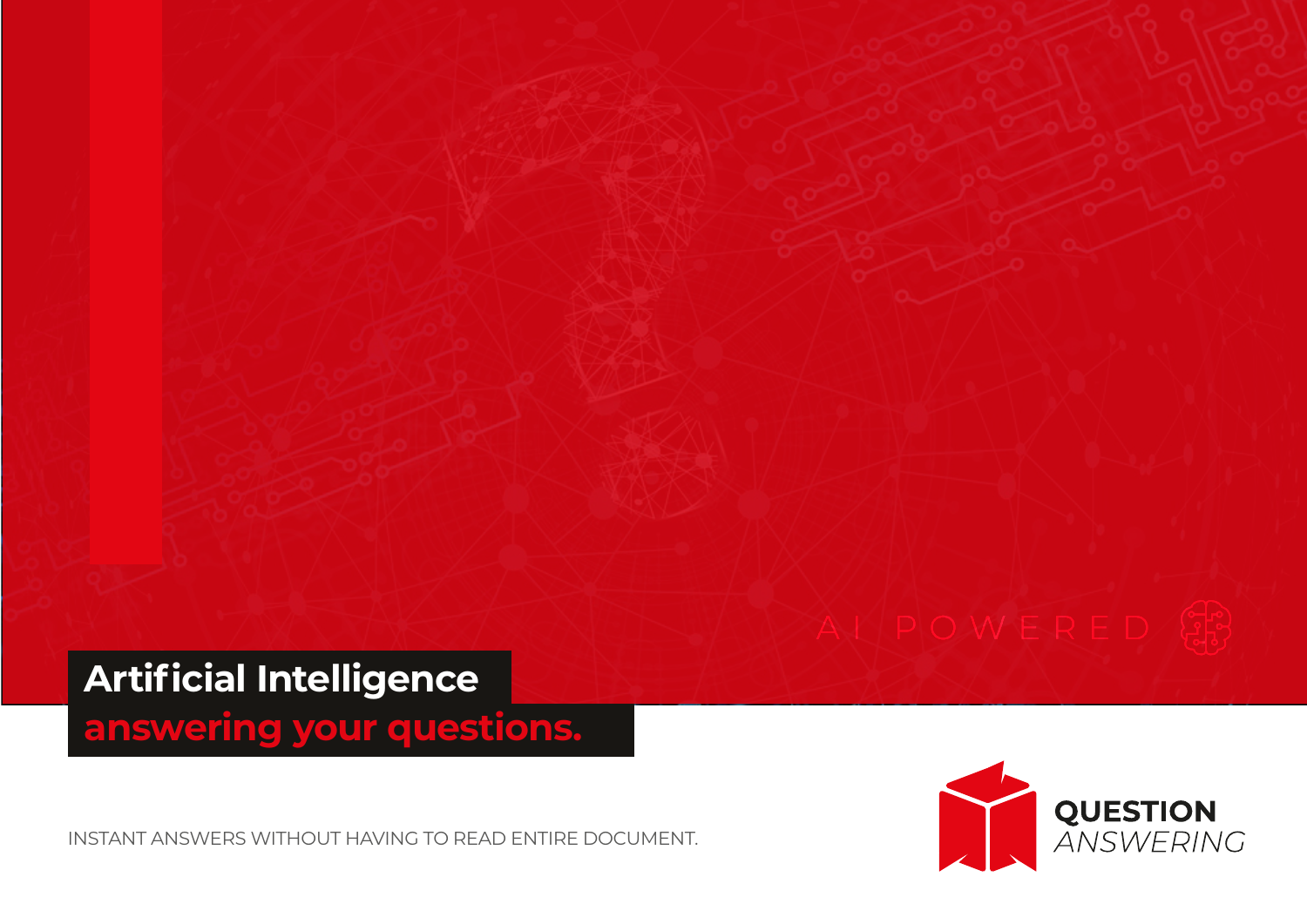AI POWERED

# Artificial Intelligence answering your questions.

INSTANT ANSWERS WITHOUT HAVING TO READ ENTIRE DOCUMENT.

**QUESTION** *ANSWERING*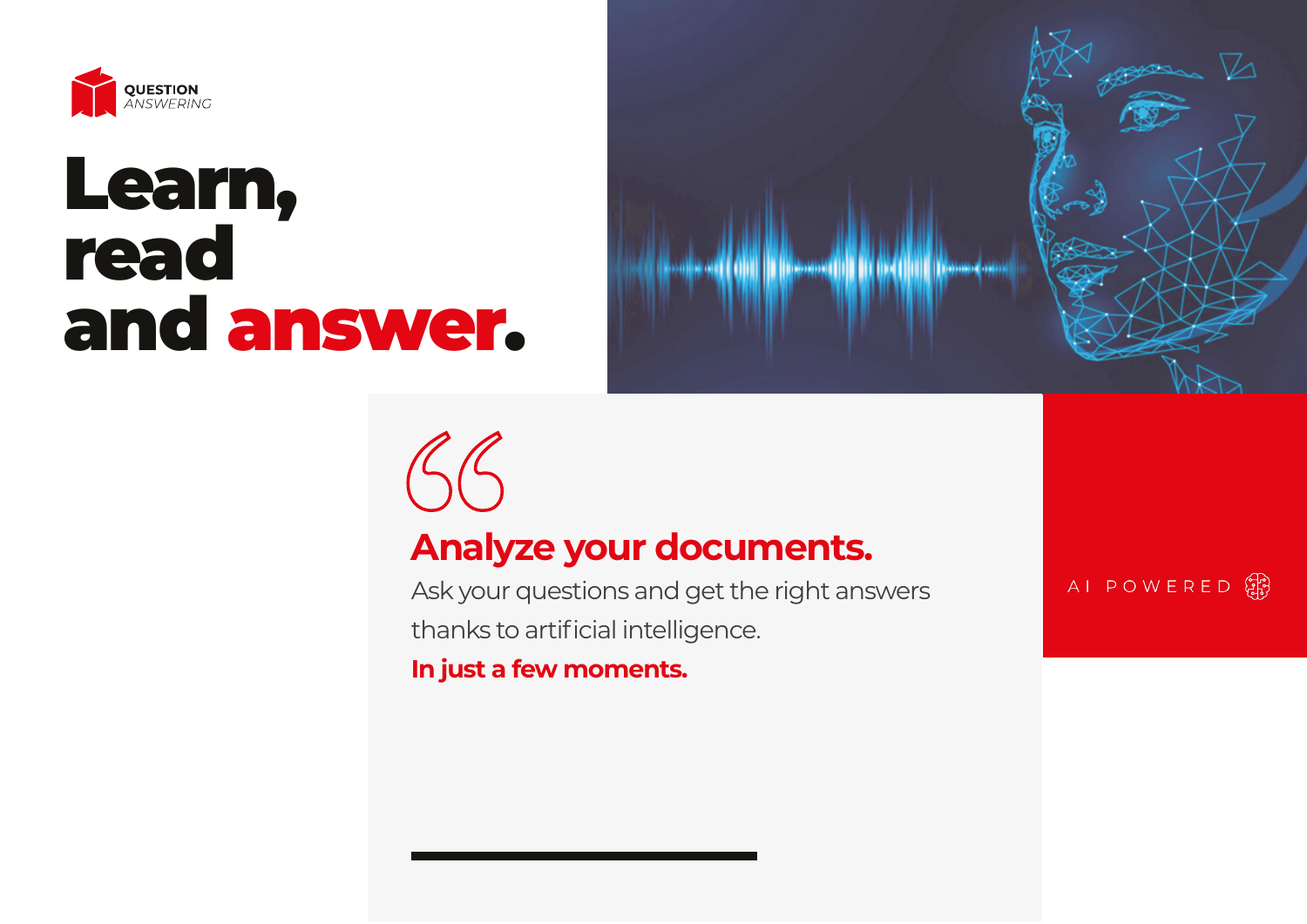QUESTION *ANSWERING*

# Learn, read and answer.

## Analyze your documents.

Ask your questions and get the right answers thanks to artificial intelligence.

**In just a few moments.**

AI POWERED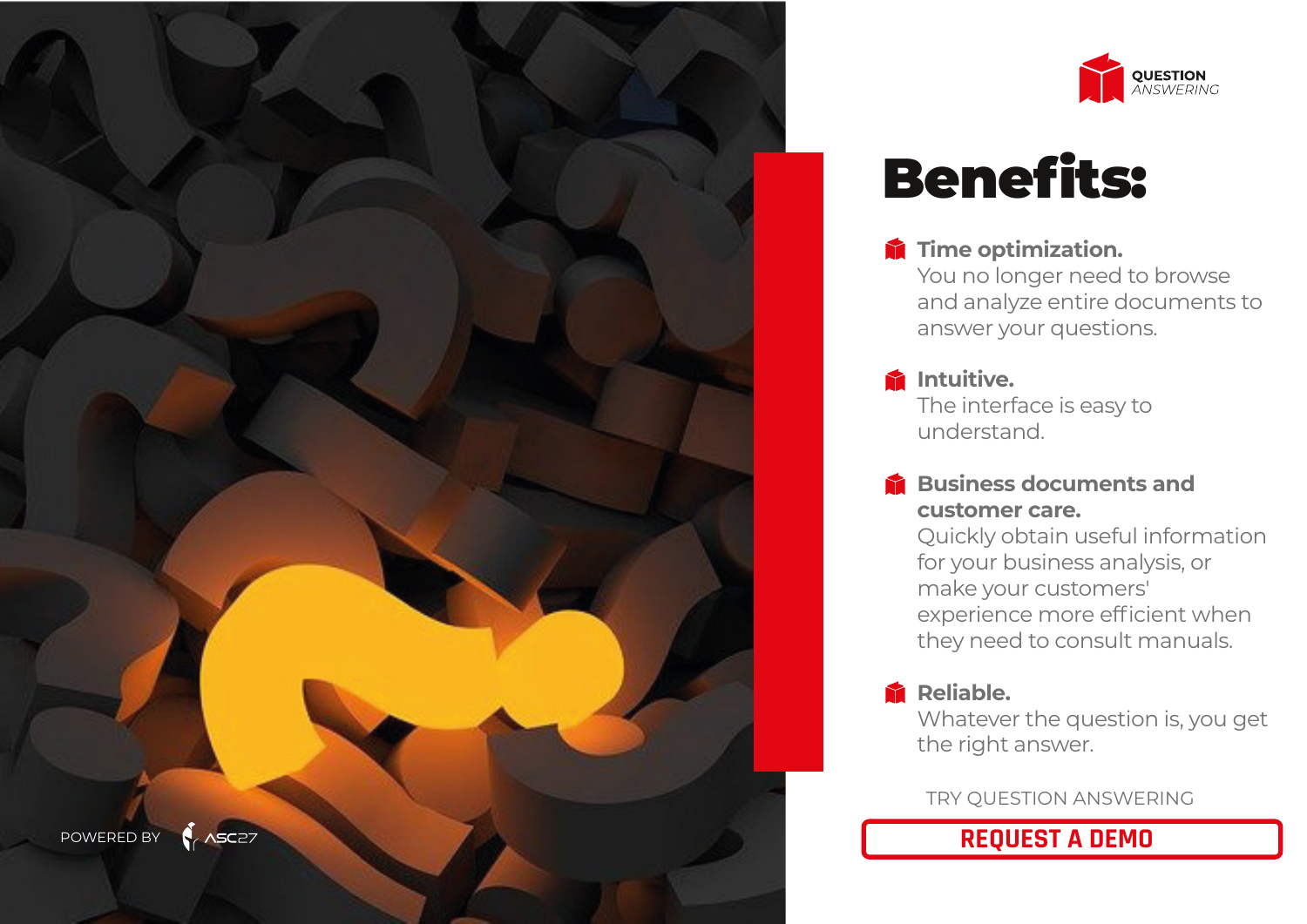QUESTION ANSWERING

# Benefits:

- **Time optimization.**
  You no longer need to browse and analyze entire documents to answer your questions.

- **Intuitive.**
  The interface is easy to understand.

- **Business documents and customer care.**
  Quickly obtain useful information for your business analysis, or make your customers' experience more efficient when they need to consult manuals.

- **Reliable.**
  Whatever the question is, you get the right answer.

TRY QUESTION ANSWERING

**REQUEST A DEMO**

POWERED BY ASC27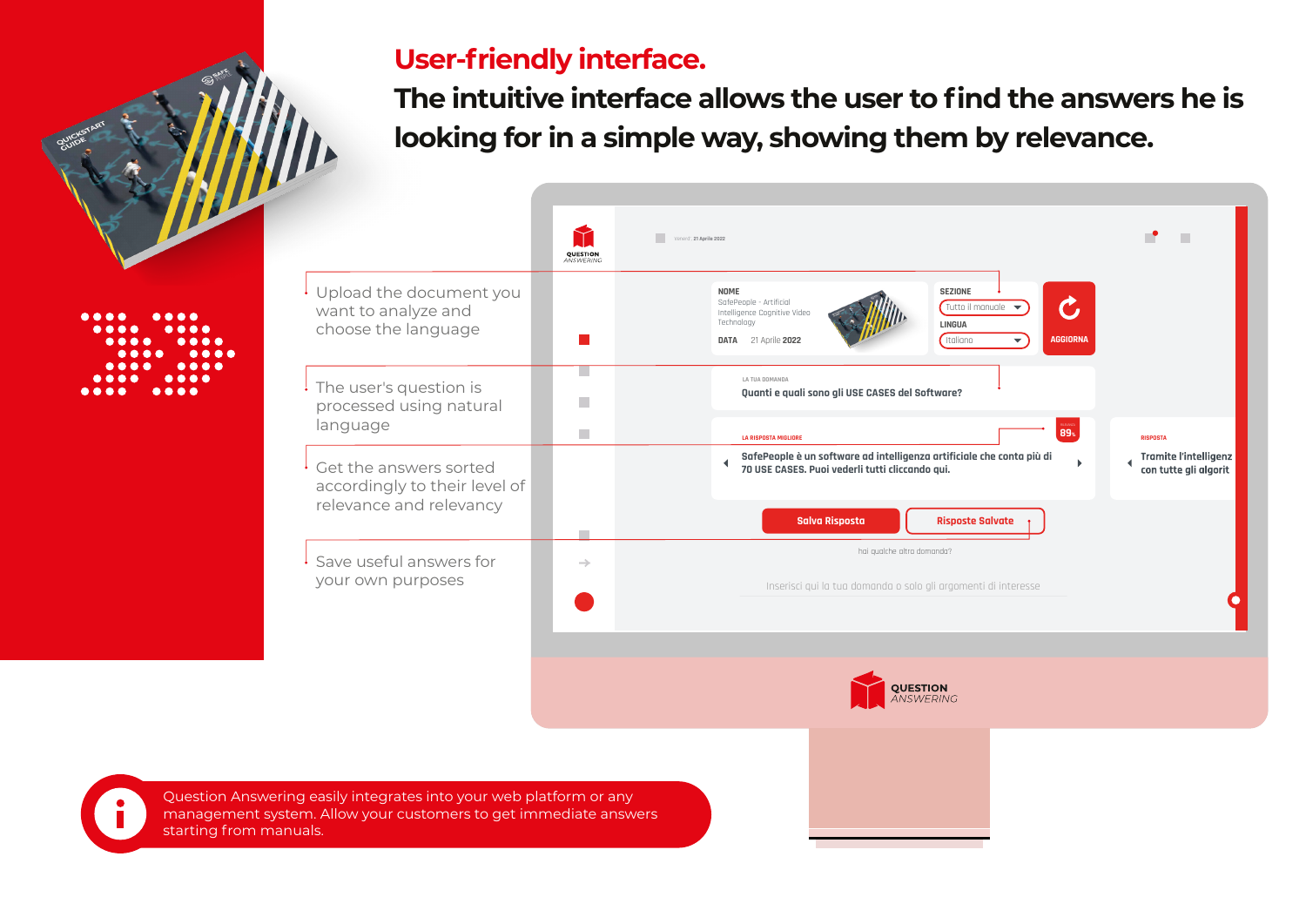## User-friendly interface.

## The intuitive interface allows the user to find the answers he is looking for in a simple way, showing them by relevance.

Upload the document you want to analyze and choose the language

The user's question is processed using natural language

Get the answers sorted accordingly to their level of relevance and relevancy

Save useful answers for your own purposes

Question Answering easily integrates into your web platform or any management system. Allow your customers to get immediate answers starting from manuals.